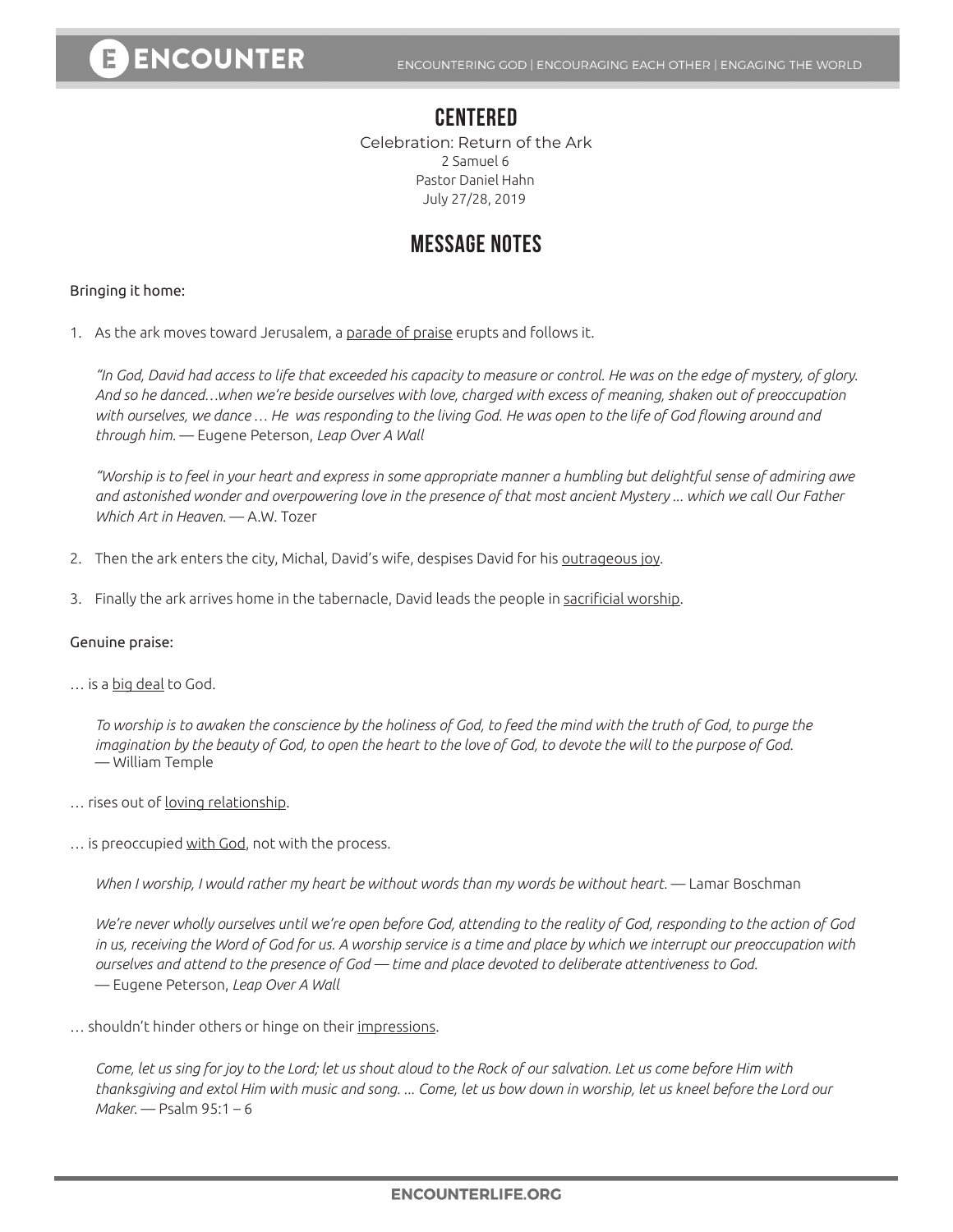# CENTERED

Celebration: Return of the Ark
2 Samuel 6
Pastor Daniel Hahn
July 27/28, 2019

## MESSAGE NOTES

Bringing it home:

1. As the ark moves toward Jerusalem, a <u>parade of praise</u> erupts and follows it.

   *"In God, David had access to life that exceeded his capacity to measure or control. He was on the edge of mystery, of glory. And so he danced…when we're beside ourselves with love, charged with excess of meaning, shaken out of preoccupation with ourselves, we dance … He was responding to the living God. He was open to the life of God flowing around and through him.* — Eugene Peterson, *Leap Over A Wall*

   *"Worship is to feel in your heart and express in some appropriate manner a humbling but delightful sense of admiring awe and astonished wonder and overpowering love in the presence of that most ancient Mystery … which we call Our Father Which Art in Heaven.* — A.W. Tozer

2. Then the ark enters the city, Michal, David's wife, despises David for his <u>outrageous joy</u>.

3. Finally the ark arrives home in the tabernacle, David leads the people in <u>sacrificial worship</u>.

Genuine praise:

… is a <u>big deal</u> to God.

> *To worship is to awaken the conscience by the holiness of God, to feed the mind with the truth of God, to purge the imagination by the beauty of God, to open the heart to the love of God, to devote the will to the purpose of God.*
> — William Temple

… rises out of <u>loving relationship</u>.

… is preoccupied <u>with God</u>, not with the process.

> *When I worship, I would rather my heart be without words than my words be without heart.* — Lamar Boschman

> *We're never wholly ourselves until we're open before God, attending to the reality of God, responding to the action of God in us, receiving the Word of God for us. A worship service is a time and place by which we interrupt our preoccupation with ourselves and attend to the presence of God — time and place devoted to deliberate attentiveness to God.*
> — Eugene Peterson, *Leap Over A Wall*

… shouldn't hinder others or hinge on their <u>impressions</u>.

> *Come, let us sing for joy to the Lord; let us shout aloud to the Rock of our salvation. Let us come before Him with thanksgiving and extol Him with music and song. … Come, let us bow down in worship, let us kneel before the Lord our Maker.* — Psalm 95:1 – 6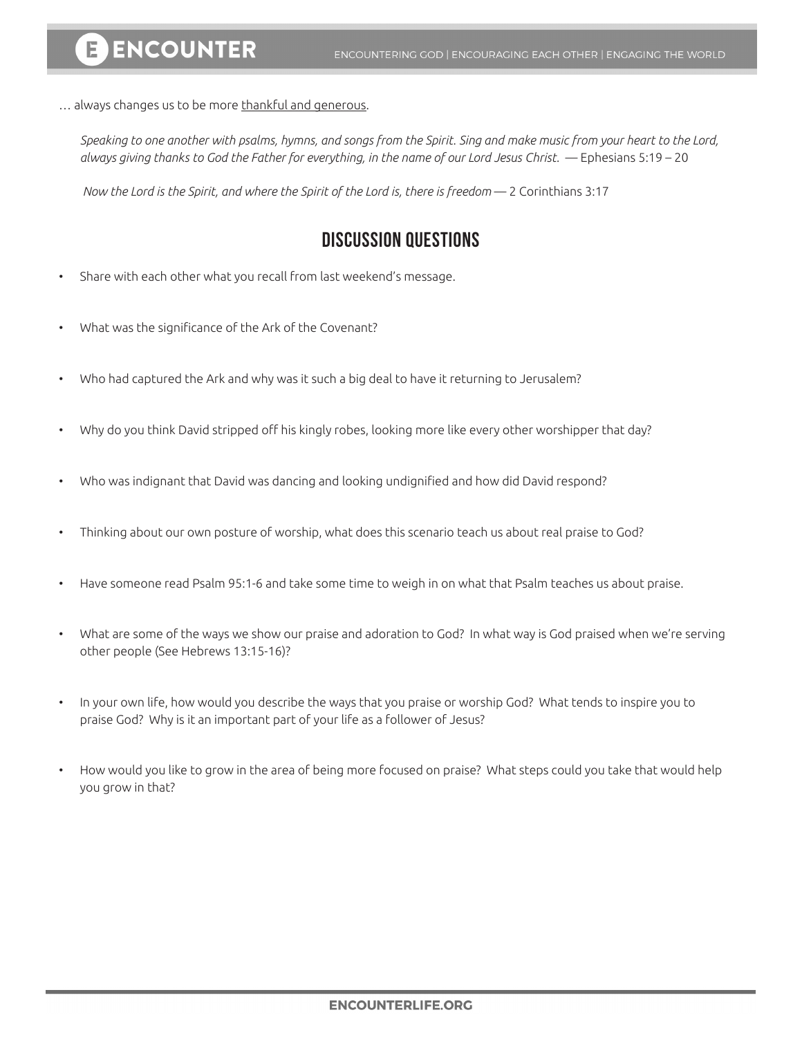… always changes us to be more <u>thankful and generous</u>.

> *Speaking to one another with psalms, hymns, and songs from the Spirit. Sing and make music from your heart to the Lord, always giving thanks to God the Father for everything, in the name of our Lord Jesus Christ.* — Ephesians 5:19 – 20

> *Now the Lord is the Spirit, and where the Spirit of the Lord is, there is freedom* — 2 Corinthians 3:17

## DISCUSSION QUESTIONS

- Share with each other what you recall from last weekend's message.
- What was the significance of the Ark of the Covenant?
- Who had captured the Ark and why was it such a big deal to have it returning to Jerusalem?
- Why do you think David stripped off his kingly robes, looking more like every other worshipper that day?
- Who was indignant that David was dancing and looking undignified and how did David respond?
- Thinking about our own posture of worship, what does this scenario teach us about real praise to God?
- Have someone read Psalm 95:1-6 and take some time to weigh in on what that Psalm teaches us about praise.
- What are some of the ways we show our praise and adoration to God? In what way is God praised when we're serving other people (See Hebrews 13:15-16)?
- In your own life, how would you describe the ways that you praise or worship God? What tends to inspire you to praise God? Why is it an important part of your life as a follower of Jesus?
- How would you like to grow in the area of being more focused on praise? What steps could you take that would help you grow in that?